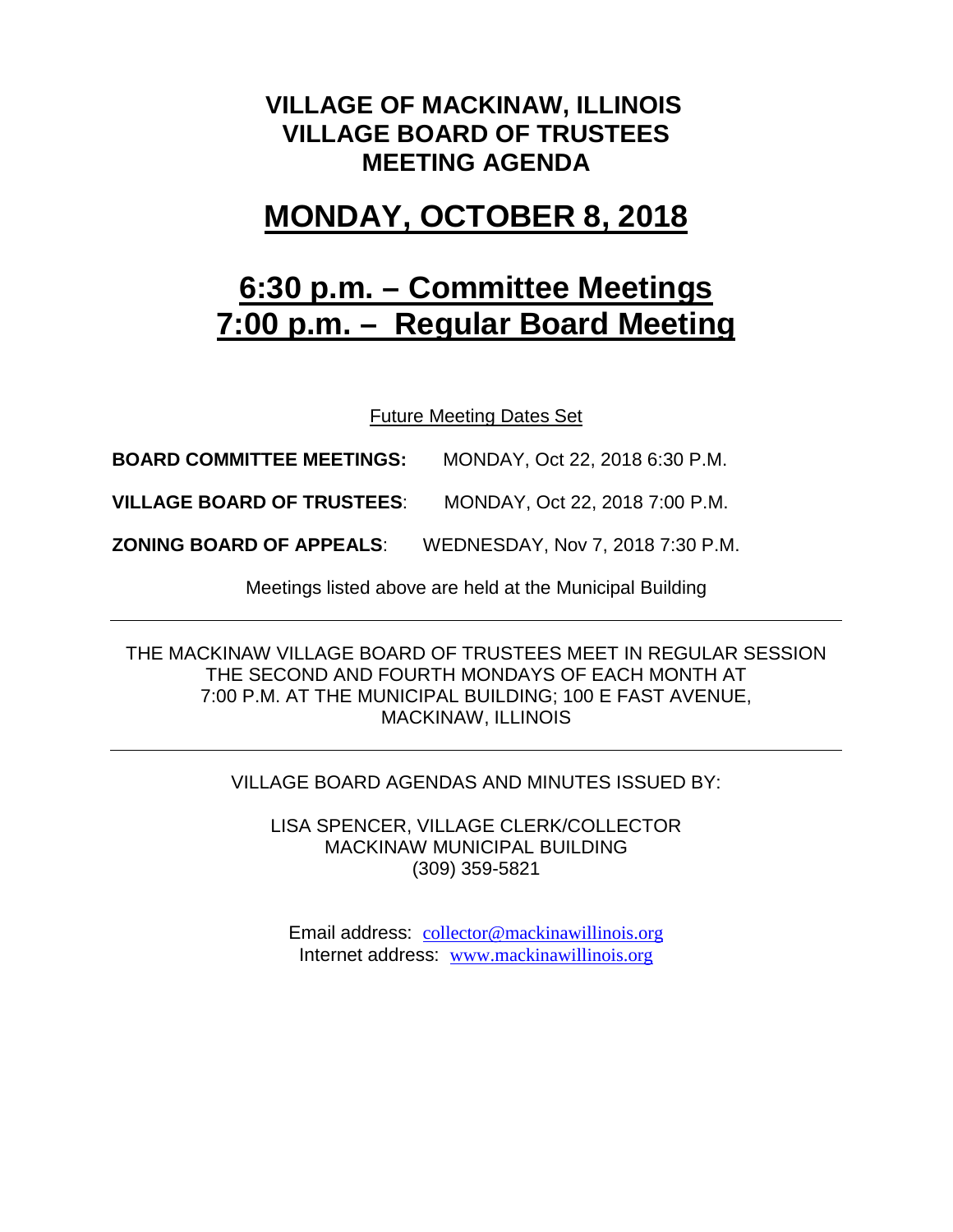# VILLAGE OF MACKINAW, ILLINOIS
# VILLAGE BOARD OF TRUSTEES
# MEETING AGENDA

## MONDAY, OCTOBER 8, 2018

## 6:30 p.m. – Committee Meetings
## 7:00 p.m. – Regular Board Meeting

Future Meeting Dates Set

**BOARD COMMITTEE MEETINGS:** MONDAY, Oct 22, 2018 6:30 P.M.

**VILLAGE BOARD OF TRUSTEES**: MONDAY, Oct 22, 2018 7:00 P.M.

**ZONING BOARD OF APPEALS**: WEDNESDAY, Nov 7, 2018 7:30 P.M.

Meetings listed above are held at the Municipal Building

---

THE MACKINAW VILLAGE BOARD OF TRUSTEES MEET IN REGULAR SESSION THE SECOND AND FOURTH MONDAYS OF EACH MONTH AT 7:00 P.M. AT THE MUNICIPAL BUILDING; 100 E FAST AVENUE, MACKINAW, ILLINOIS

---

VILLAGE BOARD AGENDAS AND MINUTES ISSUED BY:

LISA SPENCER, VILLAGE CLERK/COLLECTOR
MACKINAW MUNICIPAL BUILDING
(309) 359-5821

Email address: collector@mackinawillinois.org
Internet address: www.mackinawillinois.org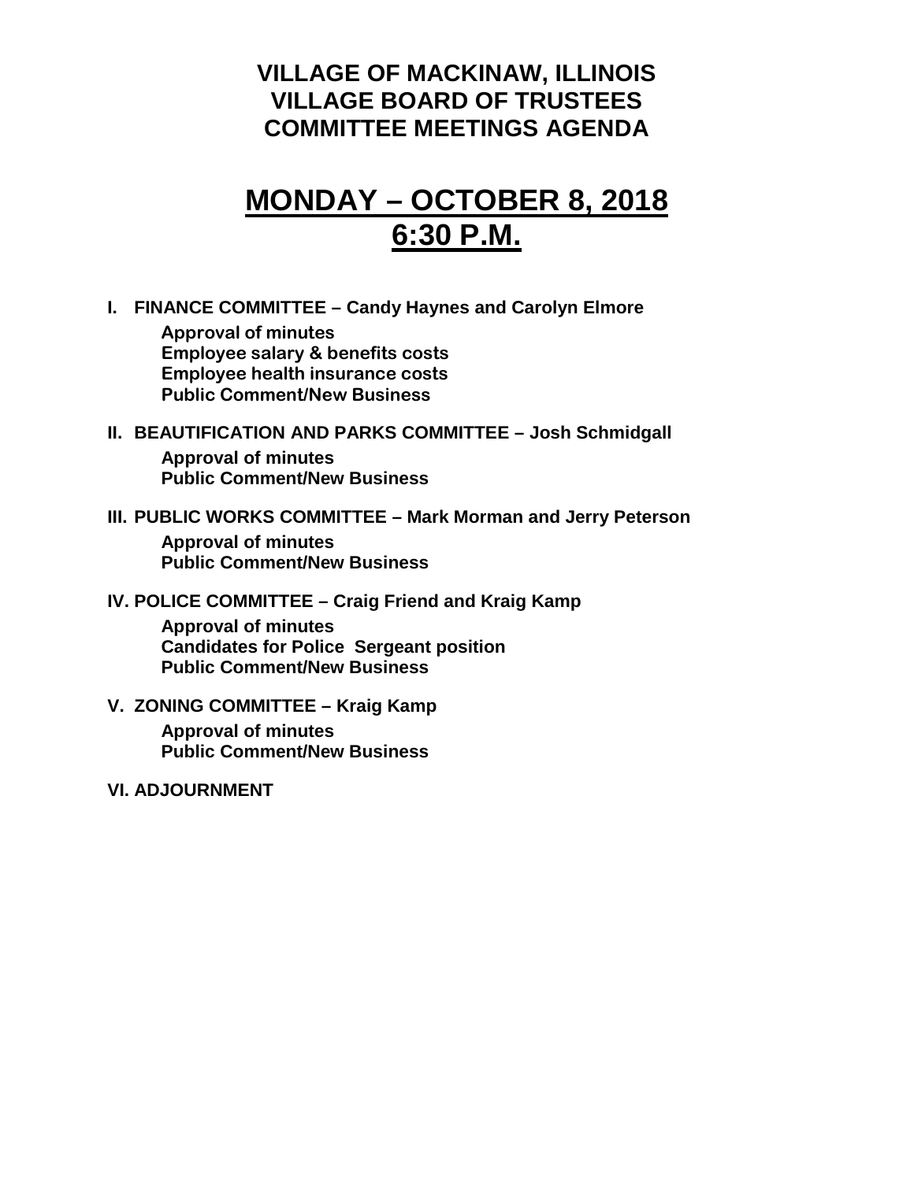# VILLAGE OF MACKINAW, ILLINOIS
# VILLAGE BOARD OF TRUSTEES
# COMMITTEE MEETINGS AGENDA

## MONDAY – OCTOBER 8, 2018
## 6:30 P.M.

**I. FINANCE COMMITTEE – Candy Haynes and Carolyn Elmore**

- **Approval of minutes**
- **Employee salary & benefits costs**
- **Employee health insurance costs**
- **Public Comment/New Business**

**II. BEAUTIFICATION AND PARKS COMMITTEE – Josh Schmidgall**

- **Approval of minutes**
- **Public Comment/New Business**

**III. PUBLIC WORKS COMMITTEE – Mark Morman and Jerry Peterson**

- **Approval of minutes**
- **Public Comment/New Business**

**IV. POLICE COMMITTEE – Craig Friend and Kraig Kamp**

- **Approval of minutes**
- **Candidates for Police Sergeant position**
- **Public Comment/New Business**

**V. ZONING COMMITTEE – Kraig Kamp**

- **Approval of minutes**
- **Public Comment/New Business**

**VI. ADJOURNMENT**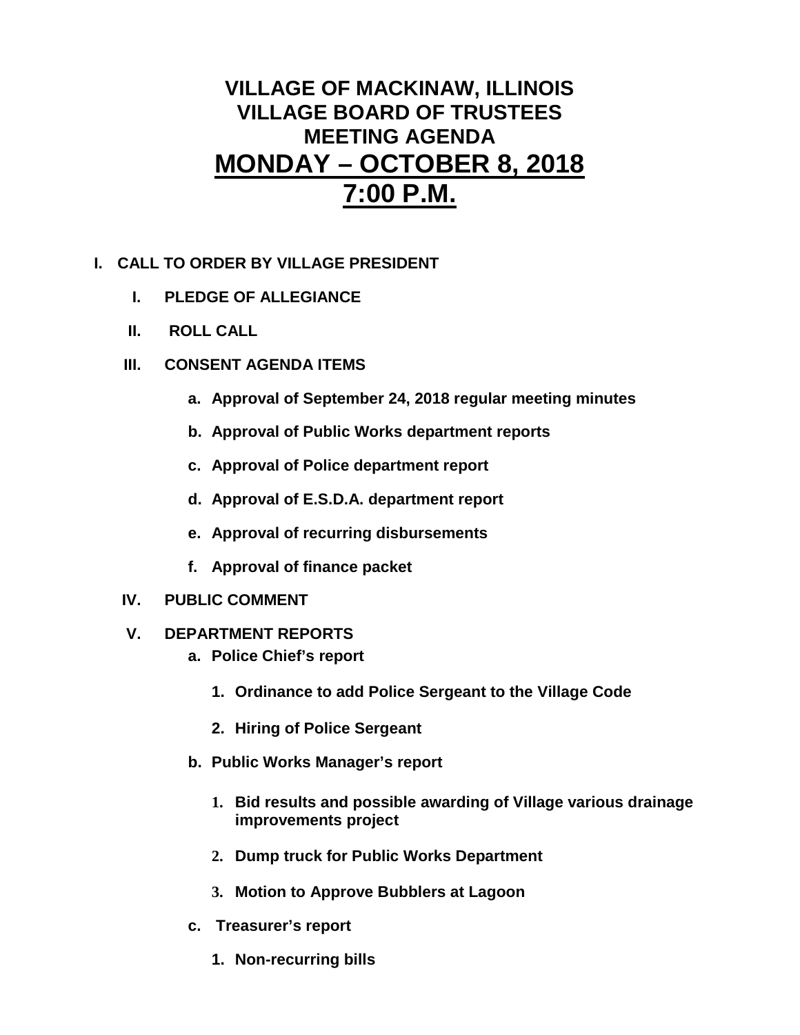# VILLAGE OF MACKINAW, ILLINOIS
# VILLAGE BOARD OF TRUSTEES
# MEETING AGENDA
# <u>MONDAY – OCTOBER 8, 2018</u>
# <u>7:00 P.M.</u>

**I. CALL TO ORDER BY VILLAGE PRESIDENT**

- **I. PLEDGE OF ALLEGIANCE**
- **II. ROLL CALL**
- **III. CONSENT AGENDA ITEMS**
  - **a. Approval of September 24, 2018 regular meeting minutes**
  - **b. Approval of Public Works department reports**
  - **c. Approval of Police department report**
  - **d. Approval of E.S.D.A. department report**
  - **e. Approval of recurring disbursements**
  - **f. Approval of finance packet**
- **IV. PUBLIC COMMENT**
- **V. DEPARTMENT REPORTS**
  - **a. Police Chief's report**
    1. **Ordinance to add Police Sergeant to the Village Code**
    2. **Hiring of Police Sergeant**
  - **b. Public Works Manager's report**
    1. **Bid results and possible awarding of Village various drainage improvements project**
    2. **Dump truck for Public Works Department**
    3. **Motion to Approve Bubblers at Lagoon**
  - **c. Treasurer's report**
    1. **Non-recurring bills**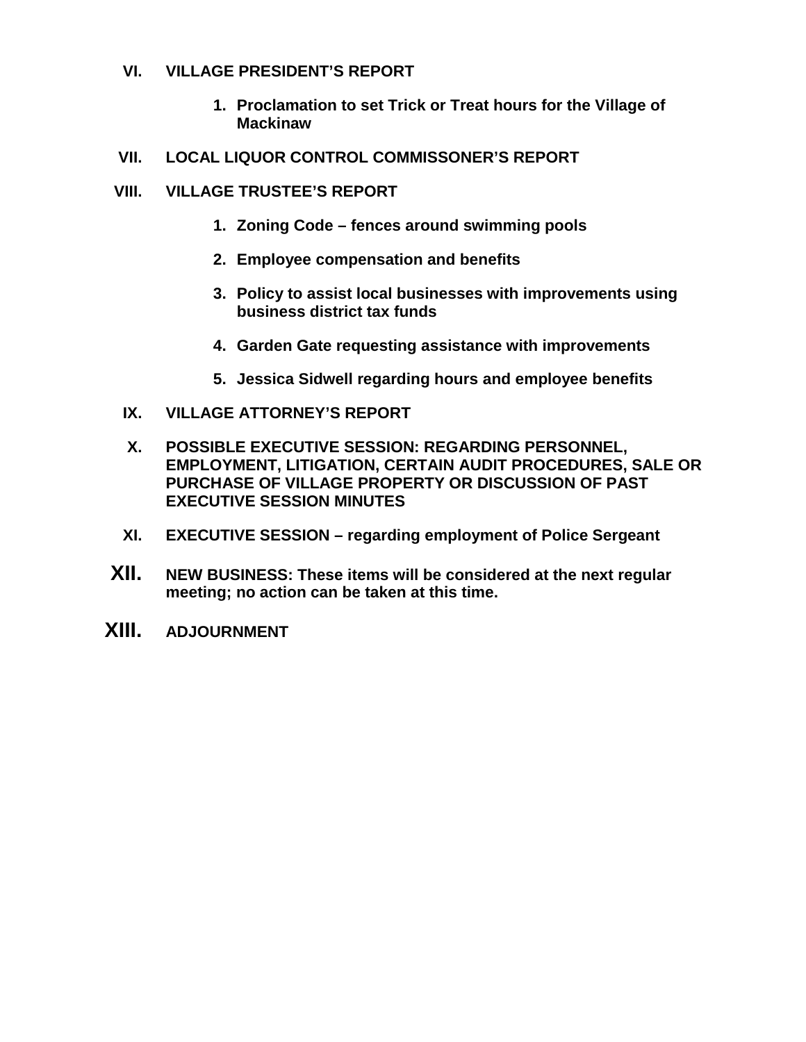**VI. VILLAGE PRESIDENT'S REPORT**

1. **Proclamation to set Trick or Treat hours for the Village of Mackinaw**

**VII. LOCAL LIQUOR CONTROL COMMISSONER'S REPORT**

**VIII. VILLAGE TRUSTEE'S REPORT**

1. **Zoning Code – fences around swimming pools**
2. **Employee compensation and benefits**
3. **Policy to assist local businesses with improvements using business district tax funds**
4. **Garden Gate requesting assistance with improvements**
5. **Jessica Sidwell regarding hours and employee benefits**

**IX. VILLAGE ATTORNEY'S REPORT**

**X. POSSIBLE EXECUTIVE SESSION: REGARDING PERSONNEL, EMPLOYMENT, LITIGATION, CERTAIN AUDIT PROCEDURES, SALE OR PURCHASE OF VILLAGE PROPERTY OR DISCUSSION OF PAST EXECUTIVE SESSION MINUTES**

**XI. EXECUTIVE SESSION – regarding employment of Police Sergeant**

**XII. NEW BUSINESS: These items will be considered at the next regular meeting; no action can be taken at this time.**

**XIII. ADJOURNMENT**